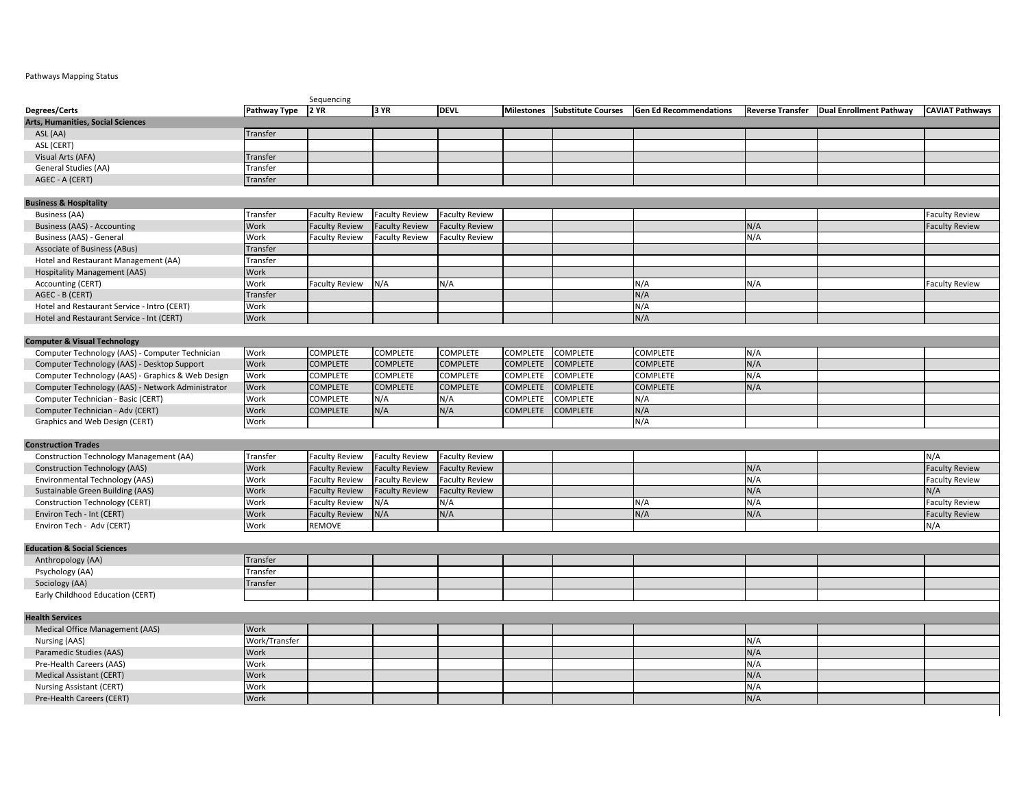Pathways Mapping Status

| Degrees/Certs | Pathway Type | Sequencing 2 YR | 3 YR | DEVL | Milestones | Substitute Courses | Gen Ed Recommendations | Reverse Transfer | Dual Enrollment Pathway | CAVIAT Pathways |
|---|---|---|---|---|---|---|---|---|---|---|
| **Arts, Humanities, Social Sciences** | | | | | | | | | | |
| ASL (AA) | Transfer | | | | | | | | | |
| ASL (CERT) | | | | | | | | | | |
| Visual Arts (AFA) | Transfer | | | | | | | | | |
| General Studies (AA) | Transfer | | | | | | | | | |
| AGEC - A (CERT) | Transfer | | | | | | | | | |
| **Business & Hospitality** | | | | | | | | | | |
| Business (AA) | Transfer | Faculty Review | Faculty Review | Faculty Review | | | | | | Faculty Review |
| Business (AAS) - Accounting | Work | Faculty Review | Faculty Review | Faculty Review | | | | N/A | | Faculty Review |
| Business (AAS) - General | Work | Faculty Review | Faculty Review | Faculty Review | | | | N/A | | |
| Associate of Business (ABus) | Transfer | | | | | | | | | |
| Hotel and Restaurant Management (AA) | Transfer | | | | | | | | | |
| Hospitality Management (AAS) | Work | | | | | | | | | |
| Accounting (CERT) | Work | Faculty Review | N/A | N/A | | | N/A | N/A | | Faculty Review |
| AGEC - B (CERT) | Transfer | | | | | | N/A | | | |
| Hotel and Restaurant Service - Intro (CERT) | Work | | | | | | N/A | | | |
| Hotel and Restaurant Service - Int (CERT) | Work | | | | | | N/A | | | |
| **Computer & Visual Technology** | | | | | | | | | | |
| Computer Technology (AAS) - Computer Technician | Work | COMPLETE | COMPLETE | COMPLETE | COMPLETE | COMPLETE | COMPLETE | N/A | | |
| Computer Technology (AAS) - Desktop Support | Work | COMPLETE | COMPLETE | COMPLETE | COMPLETE | COMPLETE | COMPLETE | N/A | | |
| Computer Technology (AAS) - Graphics & Web Design | Work | COMPLETE | COMPLETE | COMPLETE | COMPLETE | COMPLETE | COMPLETE | N/A | | |
| Computer Technology (AAS) - Network Administrator | Work | COMPLETE | COMPLETE | COMPLETE | COMPLETE | COMPLETE | COMPLETE | N/A | | |
| Computer Technician - Basic (CERT) | Work | COMPLETE | N/A | N/A | COMPLETE | COMPLETE | N/A | | | |
| Computer Technician - Adv (CERT) | Work | COMPLETE | N/A | N/A | COMPLETE | COMPLETE | N/A | | | |
| Graphics and Web Design (CERT) | Work | | | | | | N/A | | | |
| **Construction Trades** | | | | | | | | | | |
| Construction Technology Management (AA) | Transfer | Faculty Review | Faculty Review | Faculty Review | | | | | | N/A |
| Construction Technology (AAS) | Work | Faculty Review | Faculty Review | Faculty Review | | | | N/A | | Faculty Review |
| Environmental Technology (AAS) | Work | Faculty Review | Faculty Review | Faculty Review | | | | N/A | | Faculty Review |
| Sustainable Green Building (AAS) | Work | Faculty Review | Faculty Review | Faculty Review | | | | N/A | | N/A |
| Construction Technology (CERT) | Work | Faculty Review | N/A | N/A | | | N/A | N/A | | Faculty Review |
| Environ Tech - Int (CERT) | Work | Faculty Review | N/A | N/A | | | N/A | N/A | | Faculty Review |
| Environ Tech - Adv (CERT) | Work | REMOVE | | | | | | | | N/A |
| **Education & Social Sciences** | | | | | | | | | | |
| Anthropology (AA) | Transfer | | | | | | | | | |
| Psychology (AA) | Transfer | | | | | | | | | |
| Sociology (AA) | Transfer | | | | | | | | | |
| Early Childhood Education (CERT) | | | | | | | | | | |
| **Health Services** | | | | | | | | | | |
| Medical Office Management (AAS) | Work | | | | | | | | | |
| Nursing (AAS) | Work/Transfer | | | | | | | N/A | | |
| Paramedic Studies (AAS) | Work | | | | | | | N/A | | |
| Pre-Health Careers (AAS) | Work | | | | | | | N/A | | |
| Medical Assistant (CERT) | Work | | | | | | | N/A | | |
| Nursing Assistant (CERT) | Work | | | | | | | N/A | | |
| Pre-Health Careers (CERT) | Work | | | | | | | N/A | | |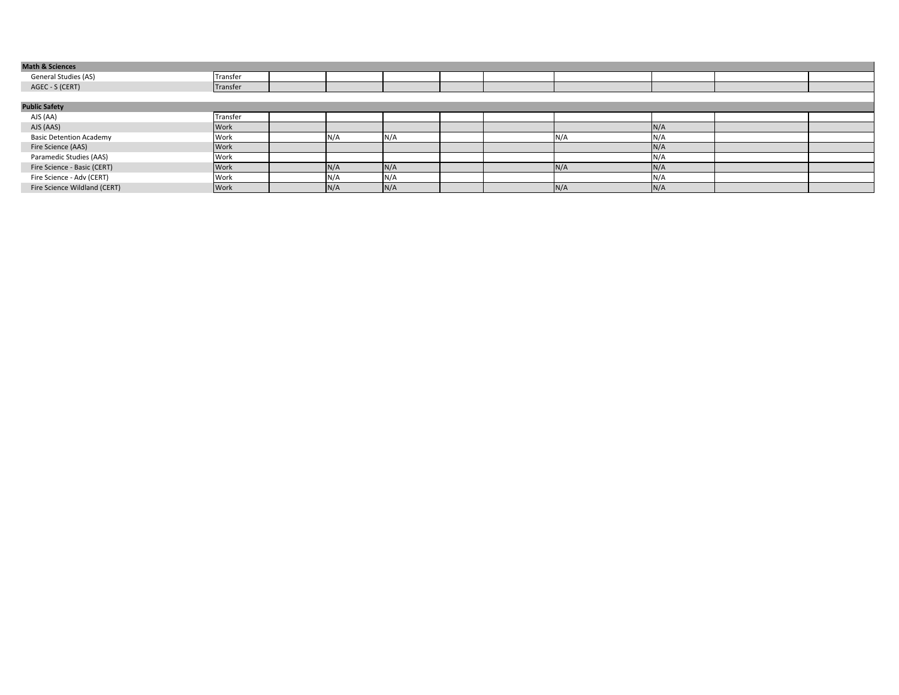| | | | | | | | | | | |
|---|---|---|---|---|---|---|---|---|---|---|
| **Math & Sciences** | | | | | | | | | | |
| General Studies (AS) | Transfer | | | | | | | | | |
| AGEC - S (CERT) | Transfer | | | | | | | | | |
| | | | | | | | | | | |
| **Public Safety** | | | | | | | | | | |
| AJS (AA) | Transfer | | | | | | | | | |
| AJS (AAS) | Work | | | | | | | N/A | | |
| Basic Detention Academy | Work | | N/A | N/A | | | N/A | N/A | | |
| Fire Science (AAS) | Work | | | | | | | N/A | | |
| Paramedic Studies (AAS) | Work | | | | | | | N/A | | |
| Fire Science - Basic (CERT) | Work | | N/A | N/A | | | N/A | N/A | | |
| Fire Science - Adv (CERT) | Work | | N/A | N/A | | | | N/A | | |
| Fire Science Wildland (CERT) | Work | | N/A | N/A | | | N/A | N/A | | |